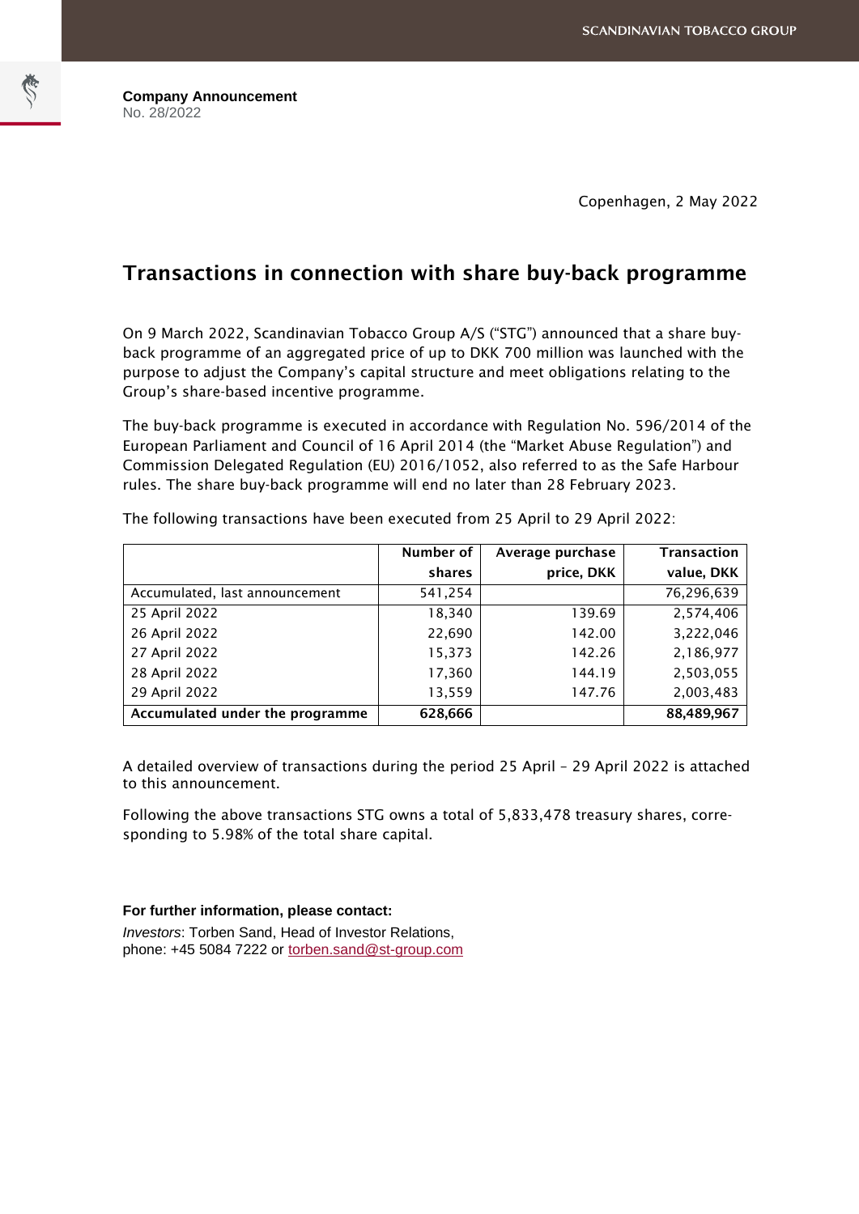**Company Announcement**
No. 28/2022

Copenhagen, 2 May 2022

# Transactions in connection with share buy-back programme

On 9 March 2022, Scandinavian Tobacco Group A/S ("STG") announced that a share buy-back programme of an aggregated price of up to DKK 700 million was launched with the purpose to adjust the Company's capital structure and meet obligations relating to the Group's share-based incentive programme.

The buy-back programme is executed in accordance with Regulation No. 596/2014 of the European Parliament and Council of 16 April 2014 (the "Market Abuse Regulation") and Commission Delegated Regulation (EU) 2016/1052, also referred to as the Safe Harbour rules. The share buy-back programme will end no later than 28 February 2023.

The following transactions have been executed from 25 April to 29 April 2022:

| | Number of shares | Average purchase price, DKK | Transaction value, DKK |
|---|---:|---:|---:|
| Accumulated, last announcement | 541,254 | | 76,296,639 |
| 25 April 2022 | 18,340 | 139.69 | 2,574,406 |
| 26 April 2022 | 22,690 | 142.00 | 3,222,046 |
| 27 April 2022 | 15,373 | 142.26 | 2,186,977 |
| 28 April 2022 | 17,360 | 144.19 | 2,503,055 |
| 29 April 2022 | 13,559 | 147.76 | 2,003,483 |
| **Accumulated under the programme** | **628,666** | | **88,489,967** |

A detailed overview of transactions during the period 25 April – 29 April 2022 is attached to this announcement.

Following the above transactions STG owns a total of 5,833,478 treasury shares, corresponding to 5.98% of the total share capital.

**For further information, please contact:**

*Investors*: Torben Sand, Head of Investor Relations,
phone: +45 5084 7222 or torben.sand@st-group.com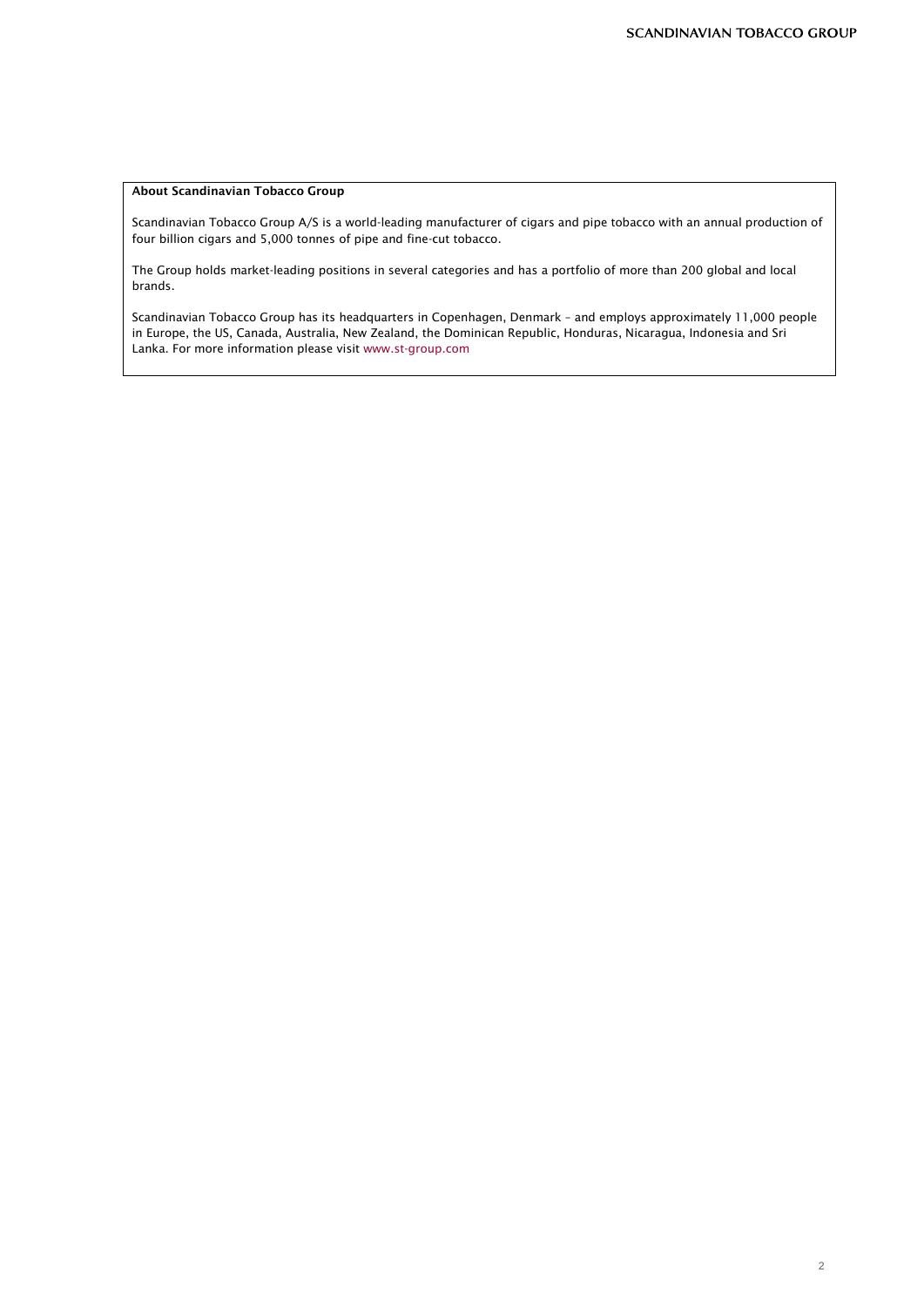**About Scandinavian Tobacco Group**

Scandinavian Tobacco Group A/S is a world-leading manufacturer of cigars and pipe tobacco with an annual production of four billion cigars and 5,000 tonnes of pipe and fine-cut tobacco.

The Group holds market-leading positions in several categories and has a portfolio of more than 200 global and local brands.

Scandinavian Tobacco Group has its headquarters in Copenhagen, Denmark – and employs approximately 11,000 people in Europe, the US, Canada, Australia, New Zealand, the Dominican Republic, Honduras, Nicaragua, Indonesia and Sri Lanka. For more information please visit www.st-group.com